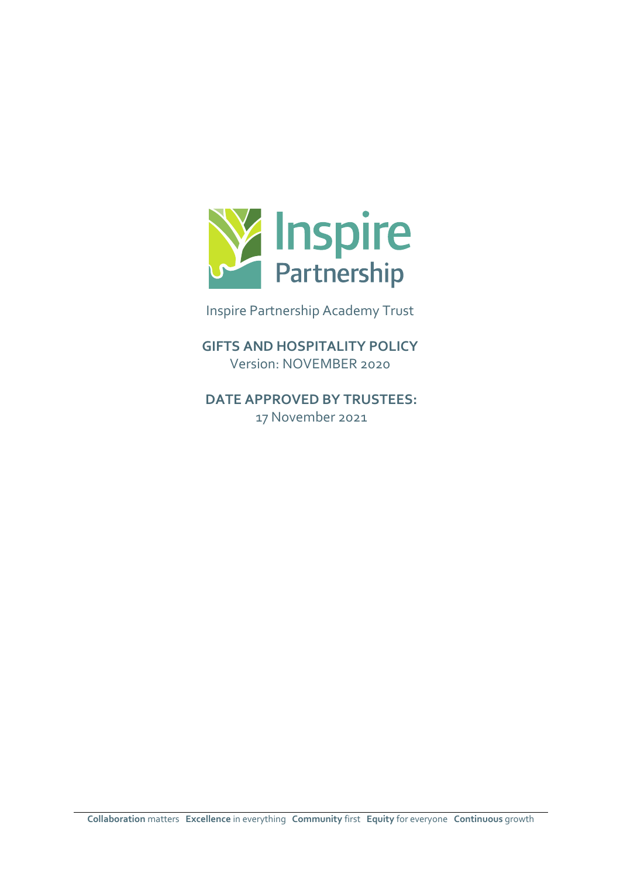Inspire Partnership

Inspire Partnership Academy Trust

**GIFTS AND HOSPITALITY POLICY**
Version: NOVEMBER 2020

**DATE APPROVED BY TRUSTEES:**
17 November 2021

**Collaboration** matters **Excellence** in everything **Community** first **Equity** for everyone **Continuous** growth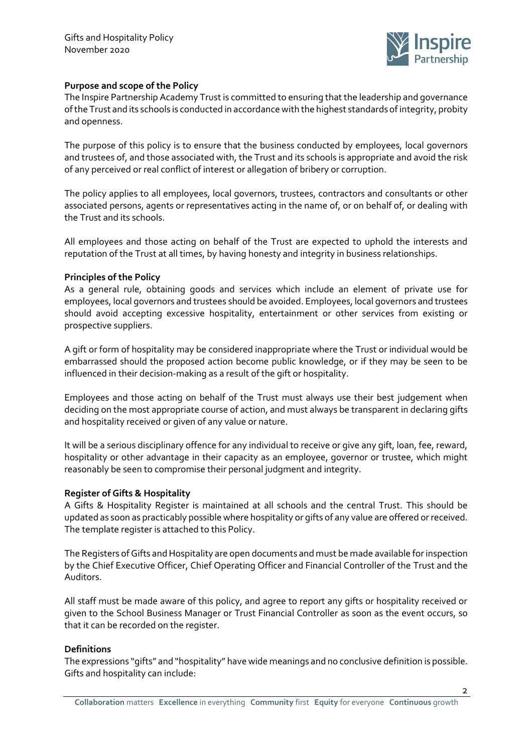**Purpose and scope of the Policy**

The Inspire Partnership Academy Trust is committed to ensuring that the leadership and governance of the Trust and its schools is conducted in accordance with the highest standards of integrity, probity and openness.

The purpose of this policy is to ensure that the business conducted by employees, local governors and trustees of, and those associated with, the Trust and its schools is appropriate and avoid the risk of any perceived or real conflict of interest or allegation of bribery or corruption.

The policy applies to all employees, local governors, trustees, contractors and consultants or other associated persons, agents or representatives acting in the name of, or on behalf of, or dealing with the Trust and its schools.

All employees and those acting on behalf of the Trust are expected to uphold the interests and reputation of the Trust at all times, by having honesty and integrity in business relationships.

**Principles of the Policy**

As a general rule, obtaining goods and services which include an element of private use for employees, local governors and trustees should be avoided. Employees, local governors and trustees should avoid accepting excessive hospitality, entertainment or other services from existing or prospective suppliers.

A gift or form of hospitality may be considered inappropriate where the Trust or individual would be embarrassed should the proposed action become public knowledge, or if they may be seen to be influenced in their decision-making as a result of the gift or hospitality.

Employees and those acting on behalf of the Trust must always use their best judgement when deciding on the most appropriate course of action, and must always be transparent in declaring gifts and hospitality received or given of any value or nature.

It will be a serious disciplinary offence for any individual to receive or give any gift, loan, fee, reward, hospitality or other advantage in their capacity as an employee, governor or trustee, which might reasonably be seen to compromise their personal judgment and integrity.

**Register of Gifts & Hospitality**

A Gifts & Hospitality Register is maintained at all schools and the central Trust. This should be updated as soon as practicably possible where hospitality or gifts of any value are offered or received. The template register is attached to this Policy.

The Registers of Gifts and Hospitality are open documents and must be made available for inspection by the Chief Executive Officer, Chief Operating Officer and Financial Controller of the Trust and the Auditors.

All staff must be made aware of this policy, and agree to report any gifts or hospitality received or given to the School Business Manager or Trust Financial Controller as soon as the event occurs, so that it can be recorded on the register.

**Definitions**

The expressions "gifts" and "hospitality" have wide meanings and no conclusive definition is possible. Gifts and hospitality can include: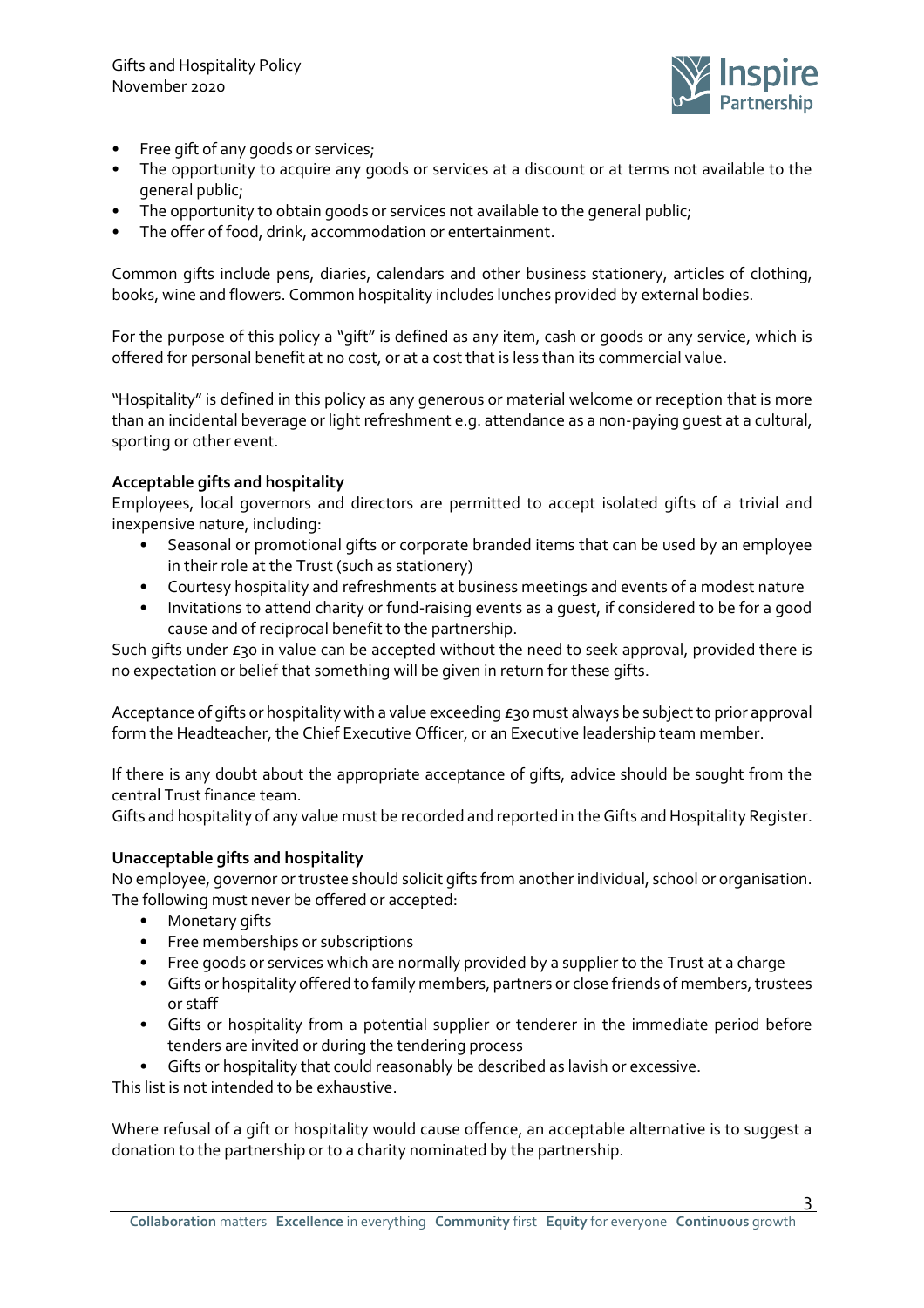- Free gift of any goods or services;
- The opportunity to acquire any goods or services at a discount or at terms not available to the general public;
- The opportunity to obtain goods or services not available to the general public;
- The offer of food, drink, accommodation or entertainment.

Common gifts include pens, diaries, calendars and other business stationery, articles of clothing, books, wine and flowers. Common hospitality includes lunches provided by external bodies.

For the purpose of this policy a "gift" is defined as any item, cash or goods or any service, which is offered for personal benefit at no cost, or at a cost that is less than its commercial value.

"Hospitality" is defined in this policy as any generous or material welcome or reception that is more than an incidental beverage or light refreshment e.g. attendance as a non-paying guest at a cultural, sporting or other event.

**Acceptable gifts and hospitality**

Employees, local governors and directors are permitted to accept isolated gifts of a trivial and inexpensive nature, including:

- Seasonal or promotional gifts or corporate branded items that can be used by an employee in their role at the Trust (such as stationery)
- Courtesy hospitality and refreshments at business meetings and events of a modest nature
- Invitations to attend charity or fund-raising events as a guest, if considered to be for a good cause and of reciprocal benefit to the partnership.

Such gifts under £30 in value can be accepted without the need to seek approval, provided there is no expectation or belief that something will be given in return for these gifts.

Acceptance of gifts or hospitality with a value exceeding £30 must always be subject to prior approval form the Headteacher, the Chief Executive Officer, or an Executive leadership team member.

If there is any doubt about the appropriate acceptance of gifts, advice should be sought from the central Trust finance team.
Gifts and hospitality of any value must be recorded and reported in the Gifts and Hospitality Register.

**Unacceptable gifts and hospitality**

No employee, governor or trustee should solicit gifts from another individual, school or organisation. The following must never be offered or accepted:

- Monetary gifts
- Free memberships or subscriptions
- Free goods or services which are normally provided by a supplier to the Trust at a charge
- Gifts or hospitality offered to family members, partners or close friends of members, trustees or staff
- Gifts or hospitality from a potential supplier or tenderer in the immediate period before tenders are invited or during the tendering process
- Gifts or hospitality that could reasonably be described as lavish or excessive.

This list is not intended to be exhaustive.

Where refusal of a gift or hospitality would cause offence, an acceptable alternative is to suggest a donation to the partnership or to a charity nominated by the partnership.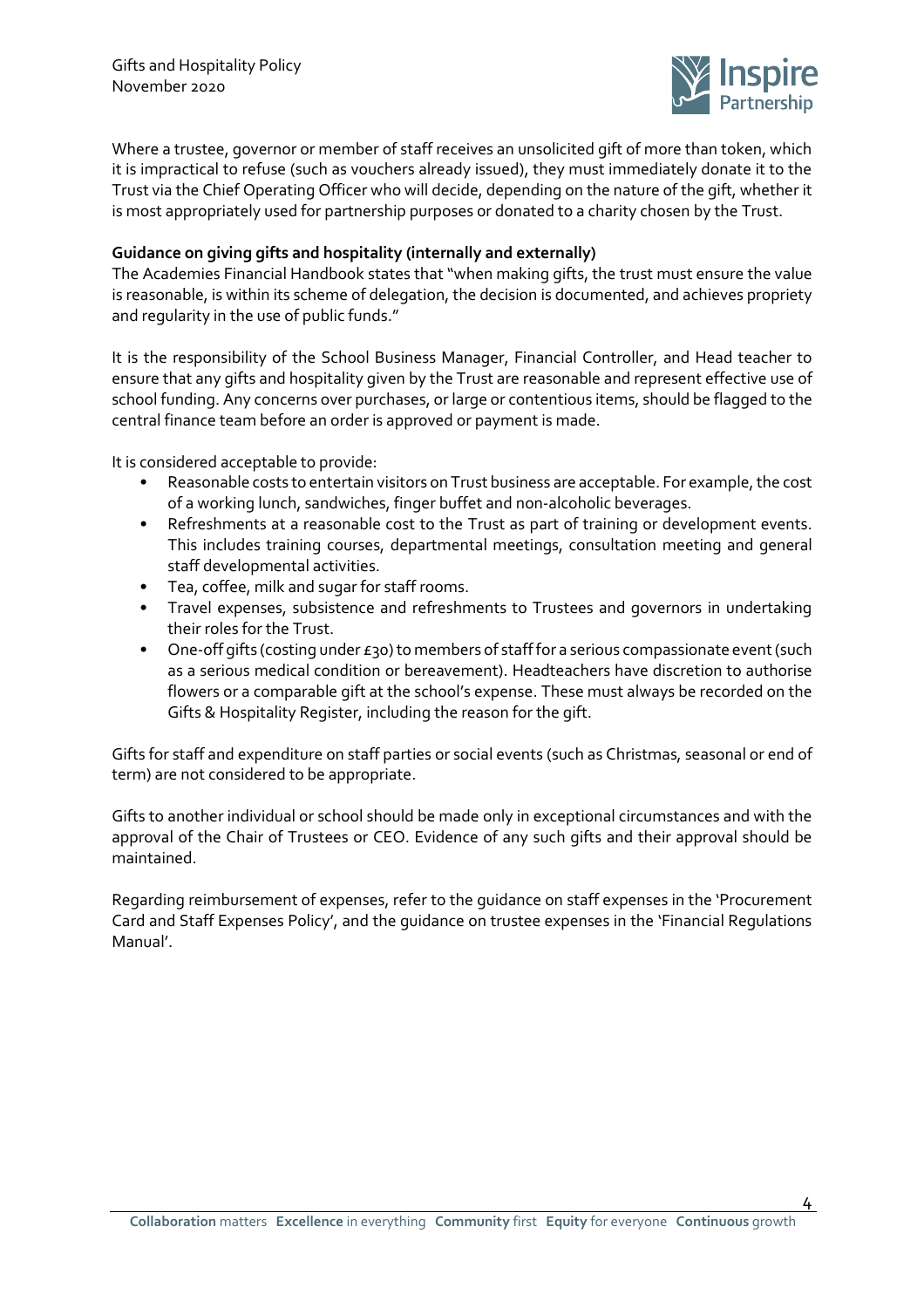Where a trustee, governor or member of staff receives an unsolicited gift of more than token, which it is impractical to refuse (such as vouchers already issued), they must immediately donate it to the Trust via the Chief Operating Officer who will decide, depending on the nature of the gift, whether it is most appropriately used for partnership purposes or donated to a charity chosen by the Trust.

**Guidance on giving gifts and hospitality (internally and externally)**

The Academies Financial Handbook states that "when making gifts, the trust must ensure the value is reasonable, is within its scheme of delegation, the decision is documented, and achieves propriety and regularity in the use of public funds."

It is the responsibility of the School Business Manager, Financial Controller, and Head teacher to ensure that any gifts and hospitality given by the Trust are reasonable and represent effective use of school funding. Any concerns over purchases, or large or contentious items, should be flagged to the central finance team before an order is approved or payment is made.

It is considered acceptable to provide:

- Reasonable costs to entertain visitors on Trust business are acceptable. For example, the cost of a working lunch, sandwiches, finger buffet and non-alcoholic beverages.
- Refreshments at a reasonable cost to the Trust as part of training or development events. This includes training courses, departmental meetings, consultation meeting and general staff developmental activities.
- Tea, coffee, milk and sugar for staff rooms.
- Travel expenses, subsistence and refreshments to Trustees and governors in undertaking their roles for the Trust.
- One-off gifts (costing under £30) to members of staff for a serious compassionate event (such as a serious medical condition or bereavement). Headteachers have discretion to authorise flowers or a comparable gift at the school's expense. These must always be recorded on the Gifts & Hospitality Register, including the reason for the gift.

Gifts for staff and expenditure on staff parties or social events (such as Christmas, seasonal or end of term) are not considered to be appropriate.

Gifts to another individual or school should be made only in exceptional circumstances and with the approval of the Chair of Trustees or CEO. Evidence of any such gifts and their approval should be maintained.

Regarding reimbursement of expenses, refer to the guidance on staff expenses in the 'Procurement Card and Staff Expenses Policy', and the guidance on trustee expenses in the 'Financial Regulations Manual'.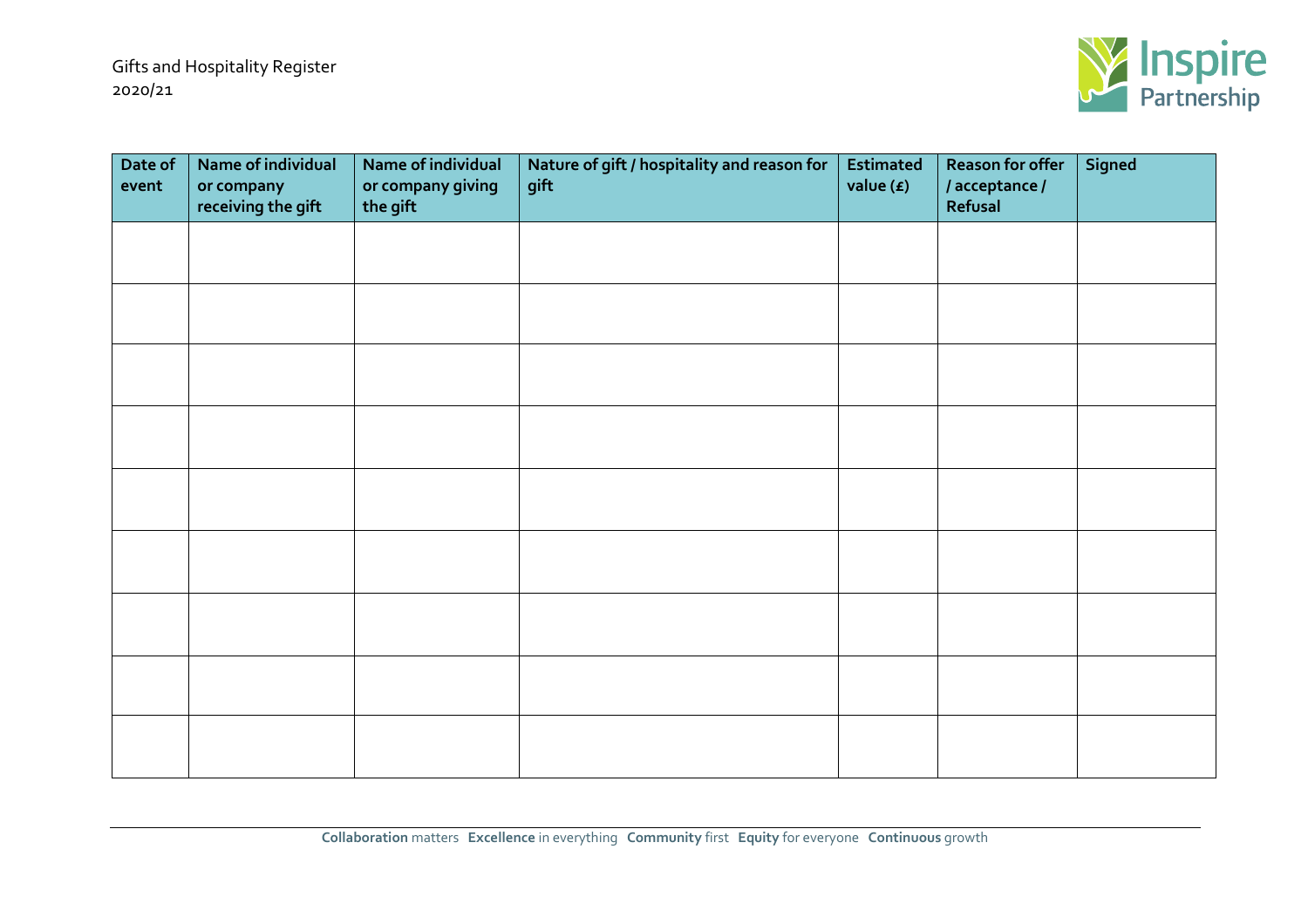Gifts and Hospitality Register
2020/21

| Date of event | Name of individual or company receiving the gift | Name of individual or company giving the gift | Nature of gift / hospitality and reason for gift | Estimated value (£) | Reason for offer / acceptance / Refusal | Signed |
|---|---|---|---|---|---|---|
| | | | | | | |
| | | | | | | |
| | | | | | | |
| | | | | | | |
| | | | | | | |
| | | | | | | |
| | | | | | | |
| | | | | | | |
| | | | | | | |

**Collaboration** matters **Excellence** in everything **Community** first **Equity** for everyone **Continuous** growth